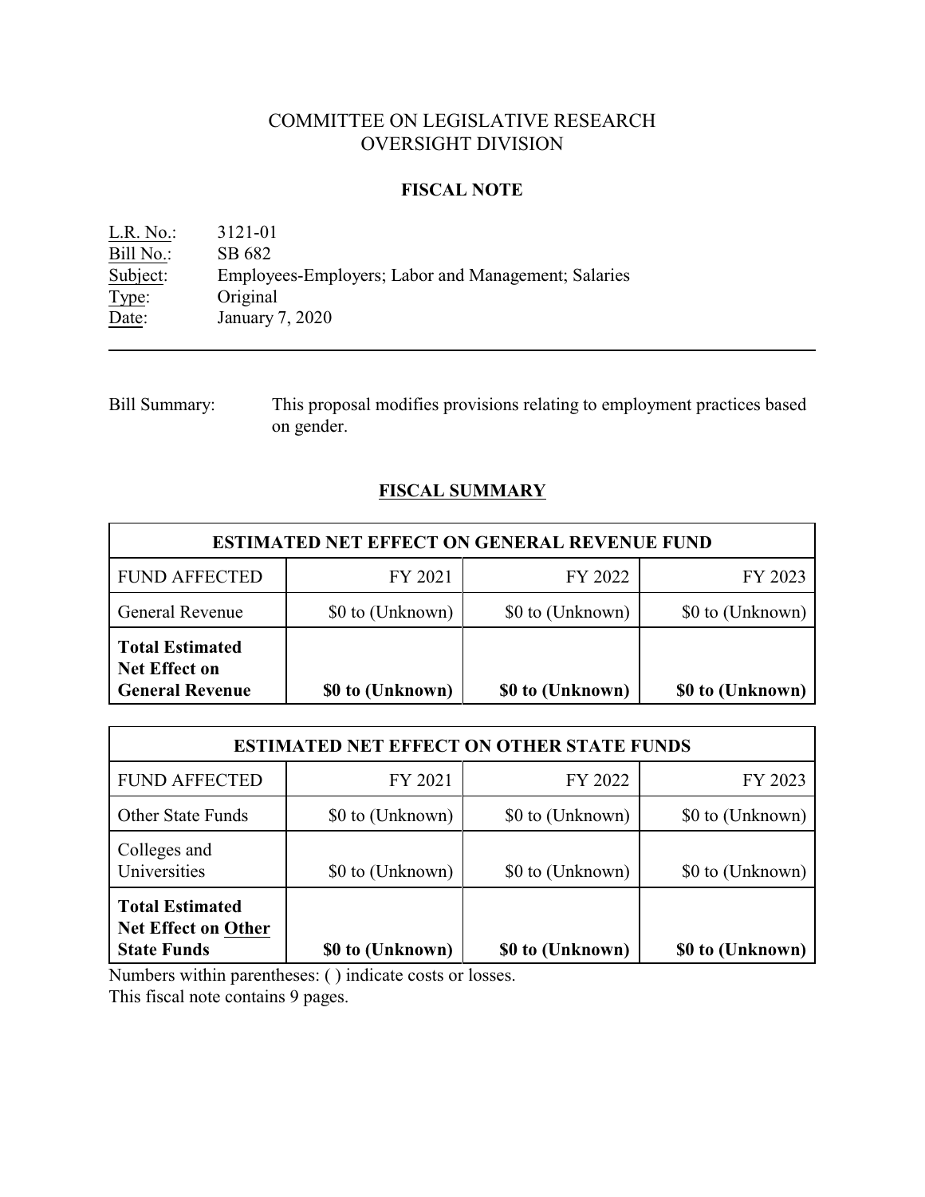# COMMITTEE ON LEGISLATIVE RESEARCH
# OVERSIGHT DIVISION

## FISCAL NOTE

L.R. No.: 3121-01
Bill No.: SB 682
Subject: Employees-Employers; Labor and Management; Salaries
Type: Original
Date: January 7, 2020

---

Bill Summary: This proposal modifies provisions relating to employment practices based on gender.

## FISCAL SUMMARY

| ESTIMATED NET EFFECT ON GENERAL REVENUE FUND | | | |
|---|---|---|---|
| FUND AFFECTED | FY 2021 | FY 2022 | FY 2023 |
| General Revenue | $0 to (Unknown) | $0 to (Unknown) | $0 to (Unknown) |
| **Total Estimated Net Effect on General Revenue** | **$0 to (Unknown)** | **$0 to (Unknown)** | **$0 to (Unknown)** |

| ESTIMATED NET EFFECT ON OTHER STATE FUNDS | | | |
|---|---|---|---|
| FUND AFFECTED | FY 2021 | FY 2022 | FY 2023 |
| Other State Funds | $0 to (Unknown) | $0 to (Unknown) | $0 to (Unknown) |
| Colleges and Universities | $0 to (Unknown) | $0 to (Unknown) | $0 to (Unknown) |
| **Total Estimated Net Effect on Other State Funds** | **$0 to (Unknown)** | **$0 to (Unknown)** | **$0 to (Unknown)** |

Numbers within parentheses: ( ) indicate costs or losses.
This fiscal note contains 9 pages.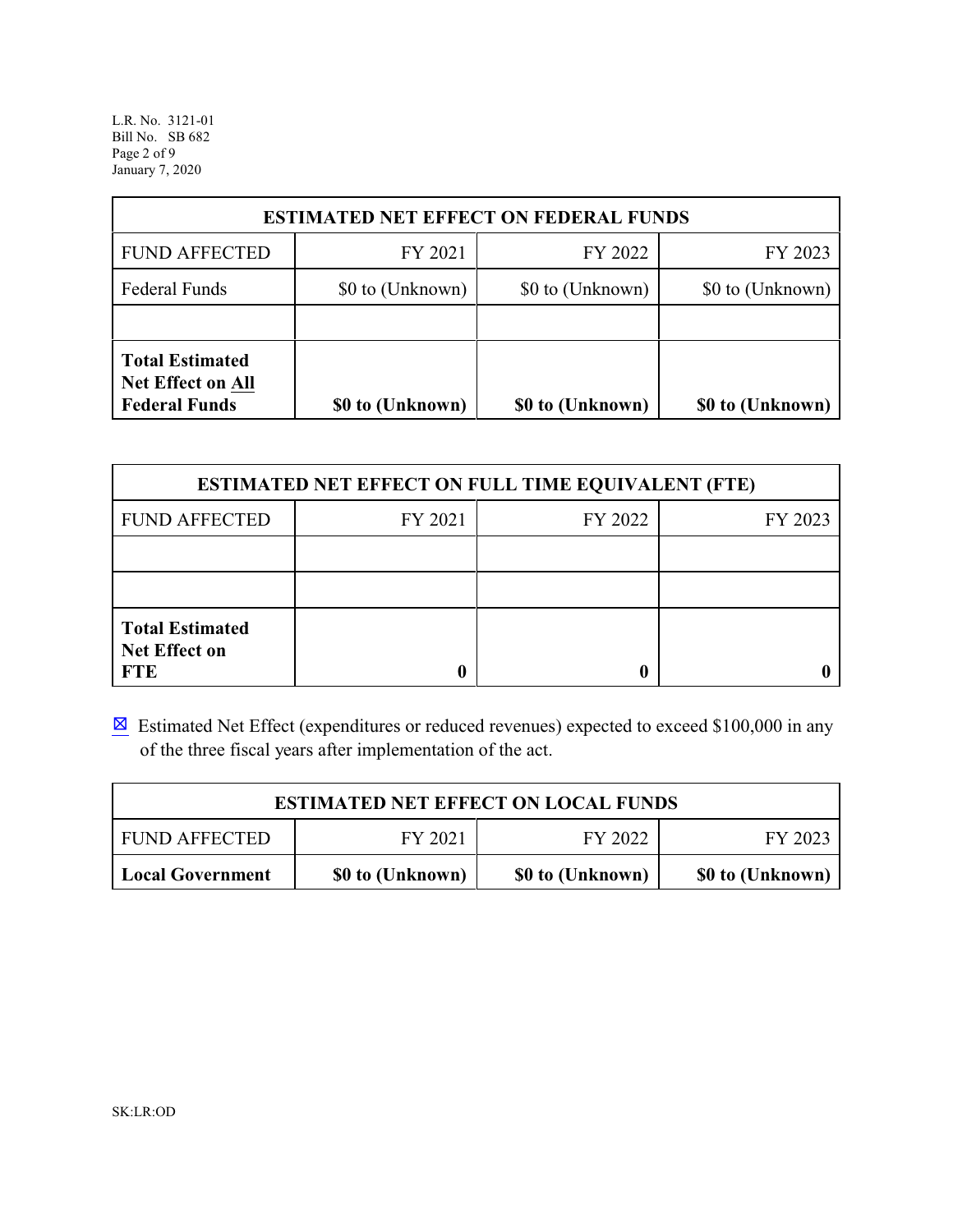| ESTIMATED NET EFFECT ON FEDERAL FUNDS | | | |
|---|---|---|---|
| FUND AFFECTED | FY 2021 | FY 2022 | FY 2023 |
| Federal Funds | $0 to (Unknown) | $0 to (Unknown) | $0 to (Unknown) |
| | | | |
| **Total Estimated Net Effect on All Federal Funds** | **$0 to (Unknown)** | **$0 to (Unknown)** | **$0 to (Unknown)** |

| ESTIMATED NET EFFECT ON FULL TIME EQUIVALENT (FTE) | | | |
|---|---|---|---|
| FUND AFFECTED | FY 2021 | FY 2022 | FY 2023 |
| | | | |
| | | | |
| **Total Estimated Net Effect on FTE** | **0** | **0** | **0** |

☒ Estimated Net Effect (expenditures or reduced revenues) expected to exceed $100,000 in any of the three fiscal years after implementation of the act.

| ESTIMATED NET EFFECT ON LOCAL FUNDS | | | |
|---|---|---|---|
| FUND AFFECTED | FY 2021 | FY 2022 | FY 2023 |
| **Local Government** | **$0 to (Unknown)** | **$0 to (Unknown)** | **$0 to (Unknown)** |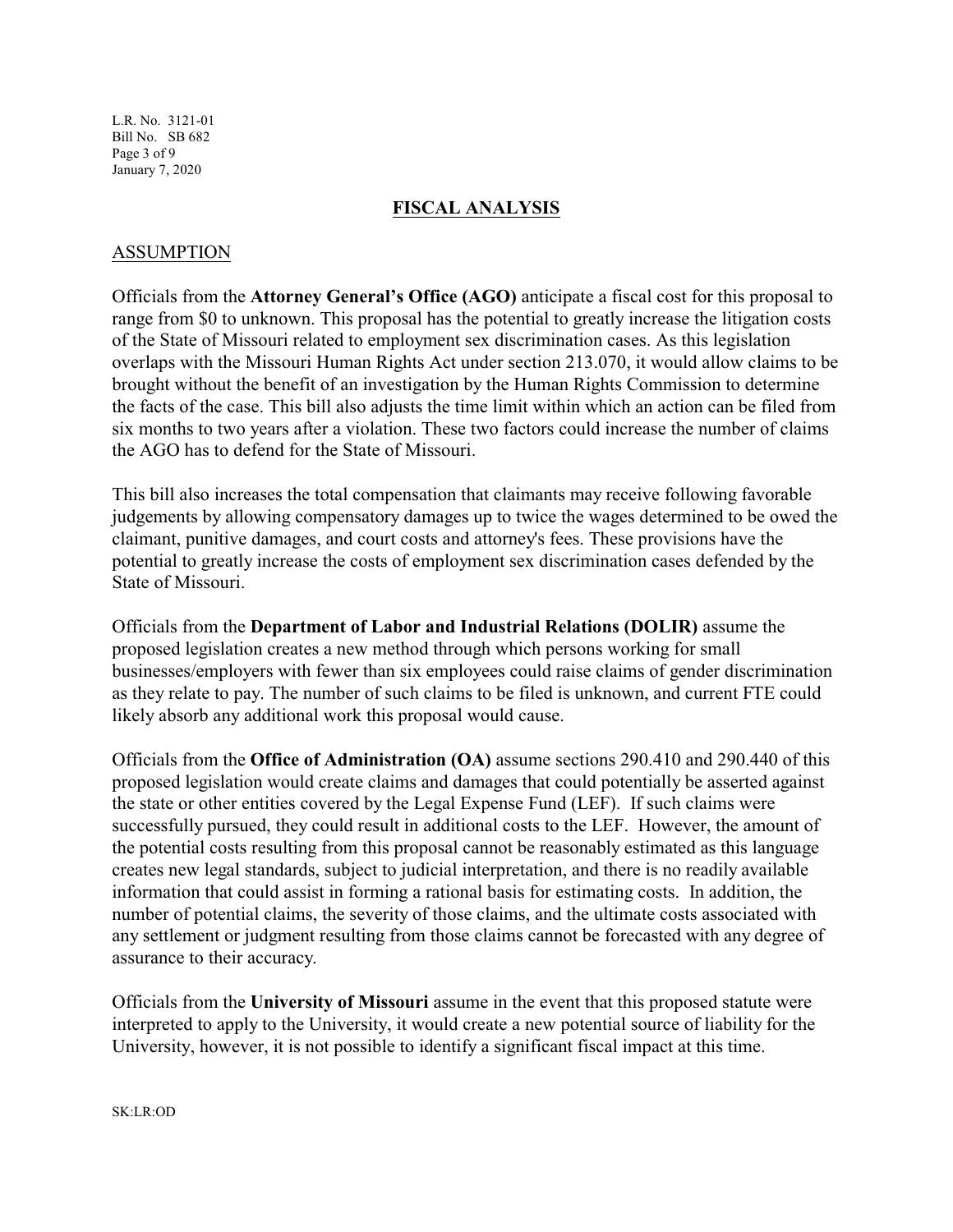## FISCAL ANALYSIS

### ASSUMPTION

Officials from the **Attorney General's Office (AGO)** anticipate a fiscal cost for this proposal to range from $0 to unknown. This proposal has the potential to greatly increase the litigation costs of the State of Missouri related to employment sex discrimination cases. As this legislation overlaps with the Missouri Human Rights Act under section 213.070, it would allow claims to be brought without the benefit of an investigation by the Human Rights Commission to determine the facts of the case. This bill also adjusts the time limit within which an action can be filed from six months to two years after a violation. These two factors could increase the number of claims the AGO has to defend for the State of Missouri.

This bill also increases the total compensation that claimants may receive following favorable judgements by allowing compensatory damages up to twice the wages determined to be owed the claimant, punitive damages, and court costs and attorney's fees. These provisions have the potential to greatly increase the costs of employment sex discrimination cases defended by the State of Missouri.

Officials from the **Department of Labor and Industrial Relations (DOLIR)** assume the proposed legislation creates a new method through which persons working for small businesses/employers with fewer than six employees could raise claims of gender discrimination as they relate to pay. The number of such claims to be filed is unknown, and current FTE could likely absorb any additional work this proposal would cause.

Officials from the **Office of Administration (OA)** assume sections 290.410 and 290.440 of this proposed legislation would create claims and damages that could potentially be asserted against the state or other entities covered by the Legal Expense Fund (LEF). If such claims were successfully pursued, they could result in additional costs to the LEF. However, the amount of the potential costs resulting from this proposal cannot be reasonably estimated as this language creates new legal standards, subject to judicial interpretation, and there is no readily available information that could assist in forming a rational basis for estimating costs. In addition, the number of potential claims, the severity of those claims, and the ultimate costs associated with any settlement or judgment resulting from those claims cannot be forecasted with any degree of assurance to their accuracy.

Officials from the **University of Missouri** assume in the event that this proposed statute were interpreted to apply to the University, it would create a new potential source of liability for the University, however, it is not possible to identify a significant fiscal impact at this time.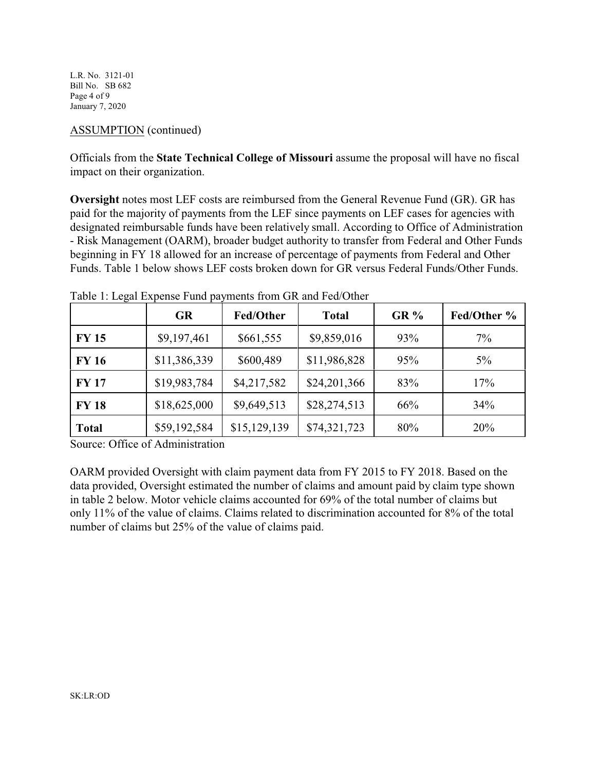ASSUMPTION (continued)

Officials from the **State Technical College of Missouri** assume the proposal will have no fiscal impact on their organization.

**Oversight** notes most LEF costs are reimbursed from the General Revenue Fund (GR). GR has paid for the majority of payments from the LEF since payments on LEF cases for agencies with designated reimbursable funds have been relatively small. According to Office of Administration - Risk Management (OARM), broader budget authority to transfer from Federal and Other Funds beginning in FY 18 allowed for an increase of percentage of payments from Federal and Other Funds. Table 1 below shows LEF costs broken down for GR versus Federal Funds/Other Funds.

Table 1: Legal Expense Fund payments from GR and Fed/Other

| | GR | Fed/Other | Total | GR % | Fed/Other % |
|---|---|---|---|---|---|
| **FY 15** | $9,197,461 | $661,555 | $9,859,016 | 93% | 7% |
| **FY 16** | $11,386,339 | $600,489 | $11,986,828 | 95% | 5% |
| **FY 17** | $19,983,784 | $4,217,582 | $24,201,366 | 83% | 17% |
| **FY 18** | $18,625,000 | $9,649,513 | $28,274,513 | 66% | 34% |
| **Total** | $59,192,584 | $15,129,139 | $74,321,723 | 80% | 20% |

Source: Office of Administration

OARM provided Oversight with claim payment data from FY 2015 to FY 2018. Based on the data provided, Oversight estimated the number of claims and amount paid by claim type shown in table 2 below. Motor vehicle claims accounted for 69% of the total number of claims but only 11% of the value of claims. Claims related to discrimination accounted for 8% of the total number of claims but 25% of the value of claims paid.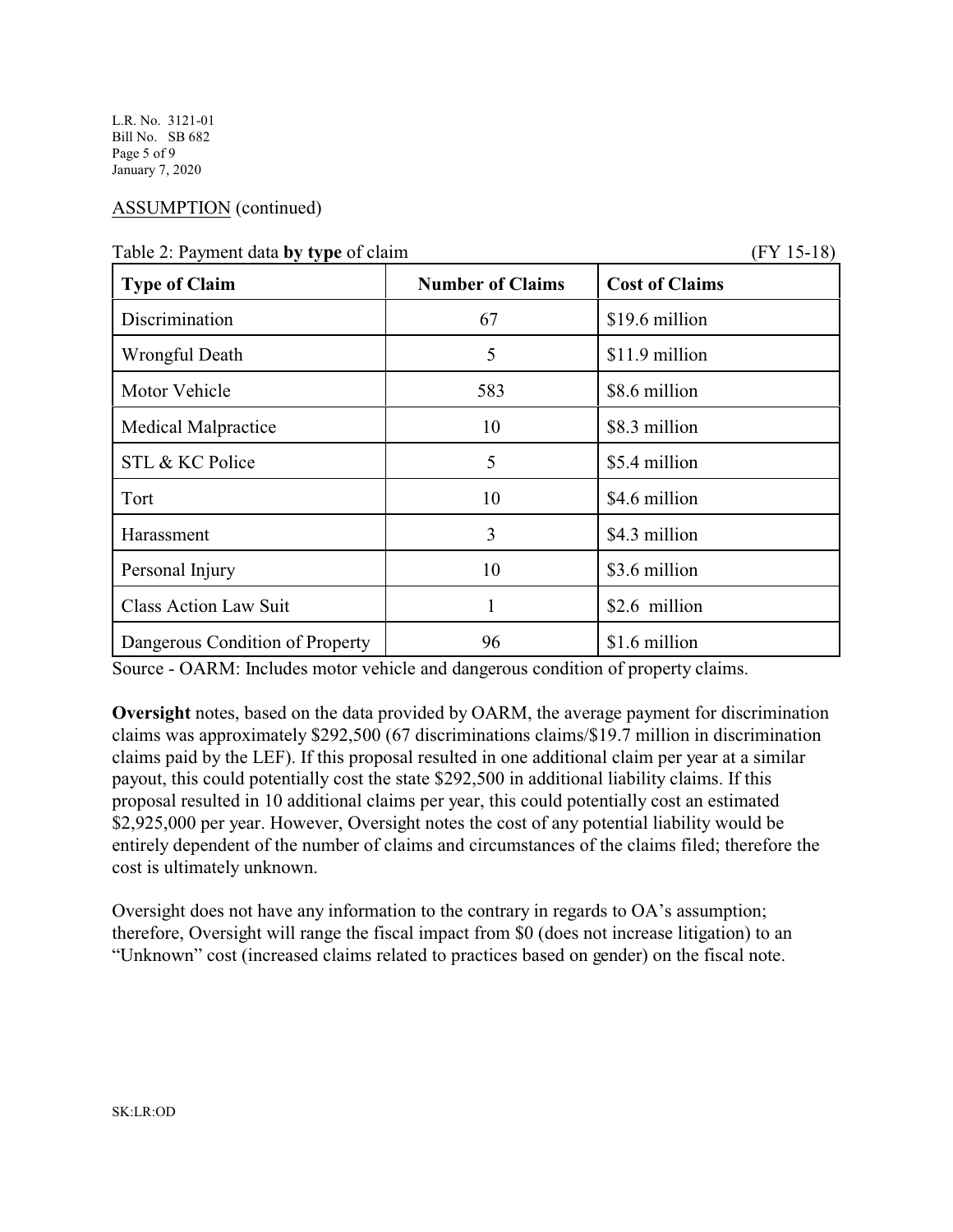ASSUMPTION (continued)

Table 2: Payment data **by type** of claim (FY 15-18)

| Type of Claim | Number of Claims | Cost of Claims |
|---|---|---|
| Discrimination | 67 | $19.6 million |
| Wrongful Death | 5 | $11.9 million |
| Motor Vehicle | 583 | $8.6 million |
| Medical Malpractice | 10 | $8.3 million |
| STL & KC Police | 5 | $5.4 million |
| Tort | 10 | $4.6 million |
| Harassment | 3 | $4.3 million |
| Personal Injury | 10 | $3.6 million |
| Class Action Law Suit | 1 | $2.6 million |
| Dangerous Condition of Property | 96 | $1.6 million |

Source - OARM: Includes motor vehicle and dangerous condition of property claims.

**Oversight** notes, based on the data provided by OARM, the average payment for discrimination claims was approximately $292,500 (67 discriminations claims/$19.7 million in discrimination claims paid by the LEF). If this proposal resulted in one additional claim per year at a similar payout, this could potentially cost the state $292,500 in additional liability claims. If this proposal resulted in 10 additional claims per year, this could potentially cost an estimated $2,925,000 per year. However, Oversight notes the cost of any potential liability would be entirely dependent of the number of claims and circumstances of the claims filed; therefore the cost is ultimately unknown.

Oversight does not have any information to the contrary in regards to OA's assumption; therefore, Oversight will range the fiscal impact from $0 (does not increase litigation) to an "Unknown" cost (increased claims related to practices based on gender) on the fiscal note.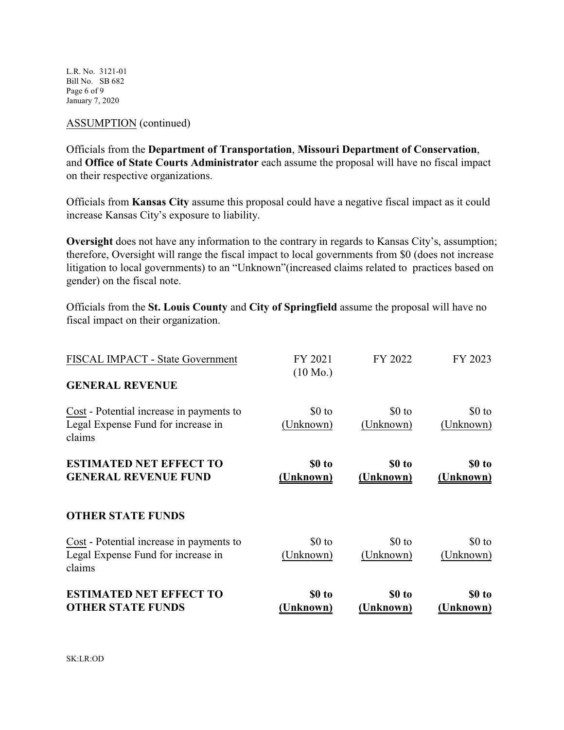ASSUMPTION (continued)

Officials from the **Department of Transportation**, **Missouri Department of Conservation**, and **Office of State Courts Administrator** each assume the proposal will have no fiscal impact on their respective organizations.

Officials from **Kansas City** assume this proposal could have a negative fiscal impact as it could increase Kansas City's exposure to liability.

**Oversight** does not have any information to the contrary in regards to Kansas City's, assumption; therefore, Oversight will range the fiscal impact to local governments from $0 (does not increase litigation to local governments) to an "Unknown"(increased claims related to practices based on gender) on the fiscal note.

Officials from the **St. Louis County** and **City of Springfield** assume the proposal will have no fiscal impact on their organization.

| FISCAL IMPACT - State Government | FY 2021 (10 Mo.) | FY 2022 | FY 2023 |
|---|---|---|---|
| **GENERAL REVENUE** | | | |
| Cost - Potential increase in payments to Legal Expense Fund for increase in claims | $0 to (Unknown) | $0 to (Unknown) | $0 to (Unknown) |
| **ESTIMATED NET EFFECT TO GENERAL REVENUE FUND** | **$0 to (Unknown)** | **$0 to (Unknown)** | **$0 to (Unknown)** |
| **OTHER STATE FUNDS** | | | |
| Cost - Potential increase in payments to Legal Expense Fund for increase in claims | $0 to (Unknown) | $0 to (Unknown) | $0 to (Unknown) |
| **ESTIMATED NET EFFECT TO OTHER STATE FUNDS** | **$0 to (Unknown)** | **$0 to (Unknown)** | **$0 to (Unknown)** |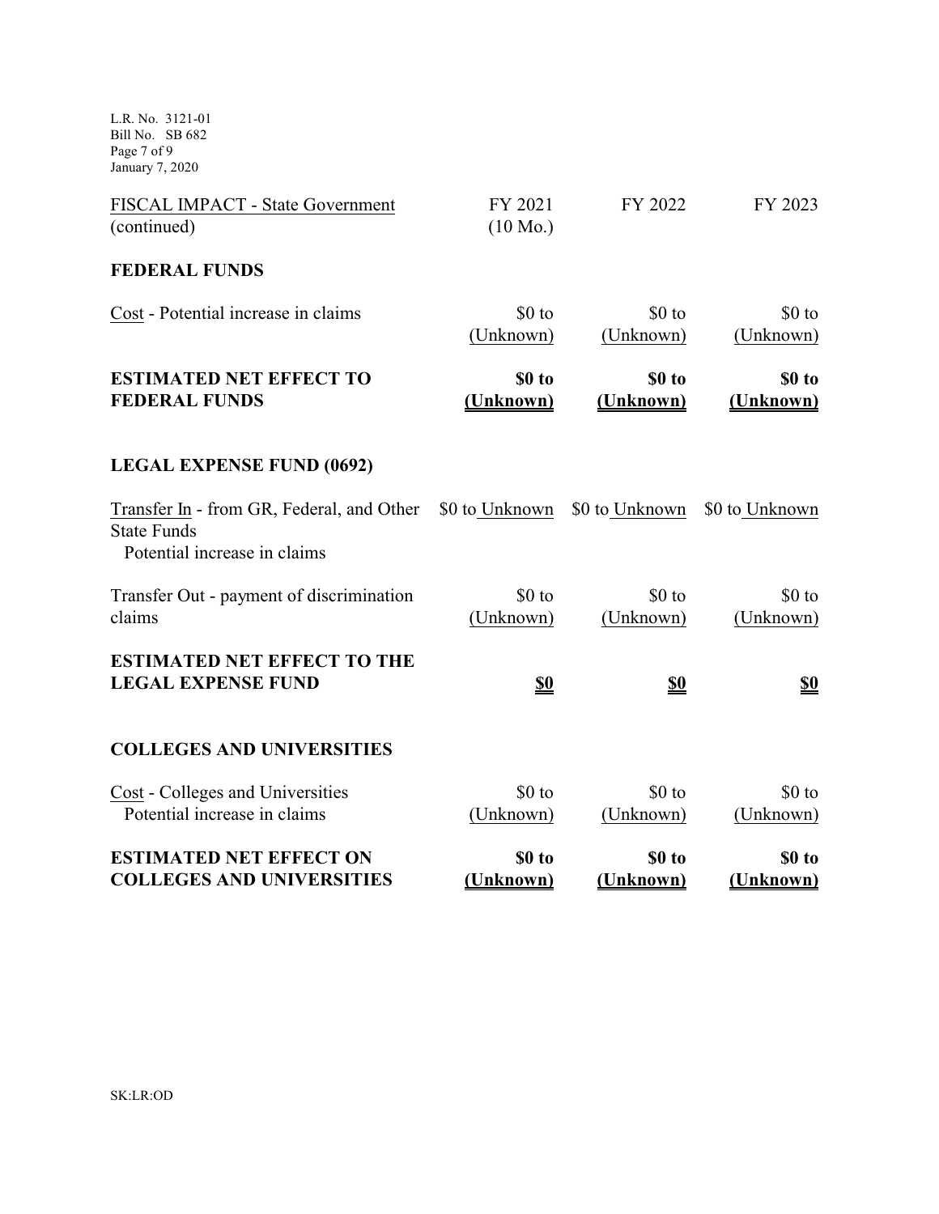| FISCAL IMPACT - State Government (continued) | FY 2021 (10 Mo.) | FY 2022 | FY 2023 |
|---|---|---|---|
| **FEDERAL FUNDS** | | | |
| Cost - Potential increase in claims | $0 to (Unknown) | $0 to (Unknown) | $0 to (Unknown) |
| **ESTIMATED NET EFFECT TO FEDERAL FUNDS** | **$0 to (Unknown)** | **$0 to (Unknown)** | **$0 to (Unknown)** |
| **LEGAL EXPENSE FUND (0692)** | | | |
| Transfer In - from GR, Federal, and Other State Funds Potential increase in claims | $0 to Unknown | $0 to Unknown | $0 to Unknown |
| Transfer Out - payment of discrimination claims | $0 to (Unknown) | $0 to (Unknown) | $0 to (Unknown) |
| **ESTIMATED NET EFFECT TO THE LEGAL EXPENSE FUND** | **$0** | **$0** | **$0** |
| **COLLEGES AND UNIVERSITIES** | | | |
| Cost - Colleges and Universities Potential increase in claims | $0 to (Unknown) | $0 to (Unknown) | $0 to (Unknown) |
| **ESTIMATED NET EFFECT ON COLLEGES AND UNIVERSITIES** | **$0 to (Unknown)** | **$0 to (Unknown)** | **$0 to (Unknown)** |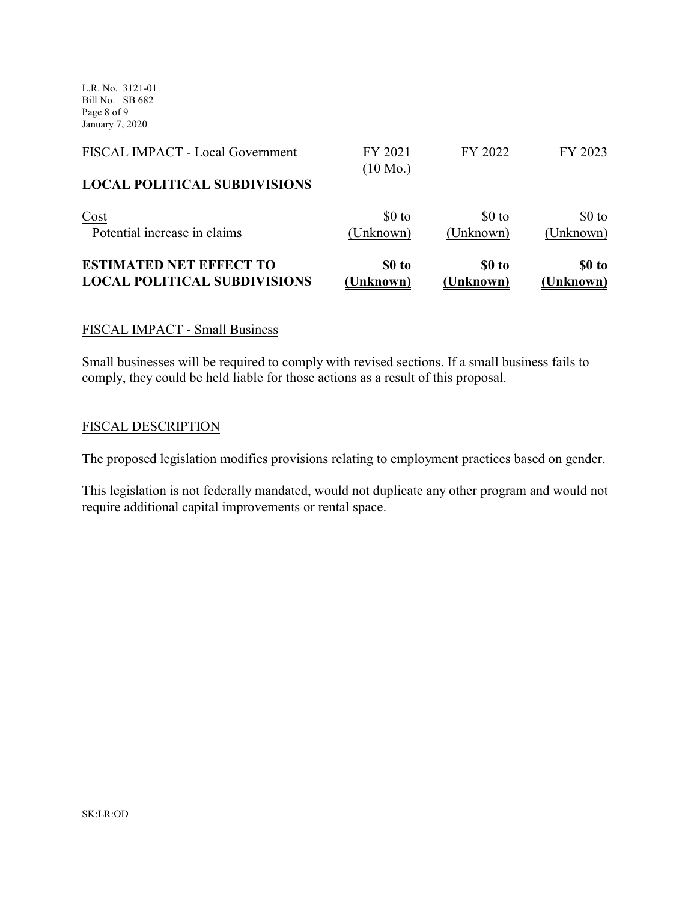| FISCAL IMPACT - Local Government | FY 2021 (10 Mo.) | FY 2022 | FY 2023 |
| --- | --- | --- | --- |
| **LOCAL POLITICAL SUBDIVISIONS** | | | |
| Cost | | | |
| Potential increase in claims | $0 to (Unknown) | $0 to (Unknown) | $0 to (Unknown) |
| **ESTIMATED NET EFFECT TO LOCAL POLITICAL SUBDIVISIONS** | **$0 to (Unknown)** | **$0 to (Unknown)** | **$0 to (Unknown)** |

FISCAL IMPACT - Small Business

Small businesses will be required to comply with revised sections. If a small business fails to comply, they could be held liable for those actions as a result of this proposal.

FISCAL DESCRIPTION

The proposed legislation modifies provisions relating to employment practices based on gender.

This legislation is not federally mandated, would not duplicate any other program and would not require additional capital improvements or rental space.

SK:LR:OD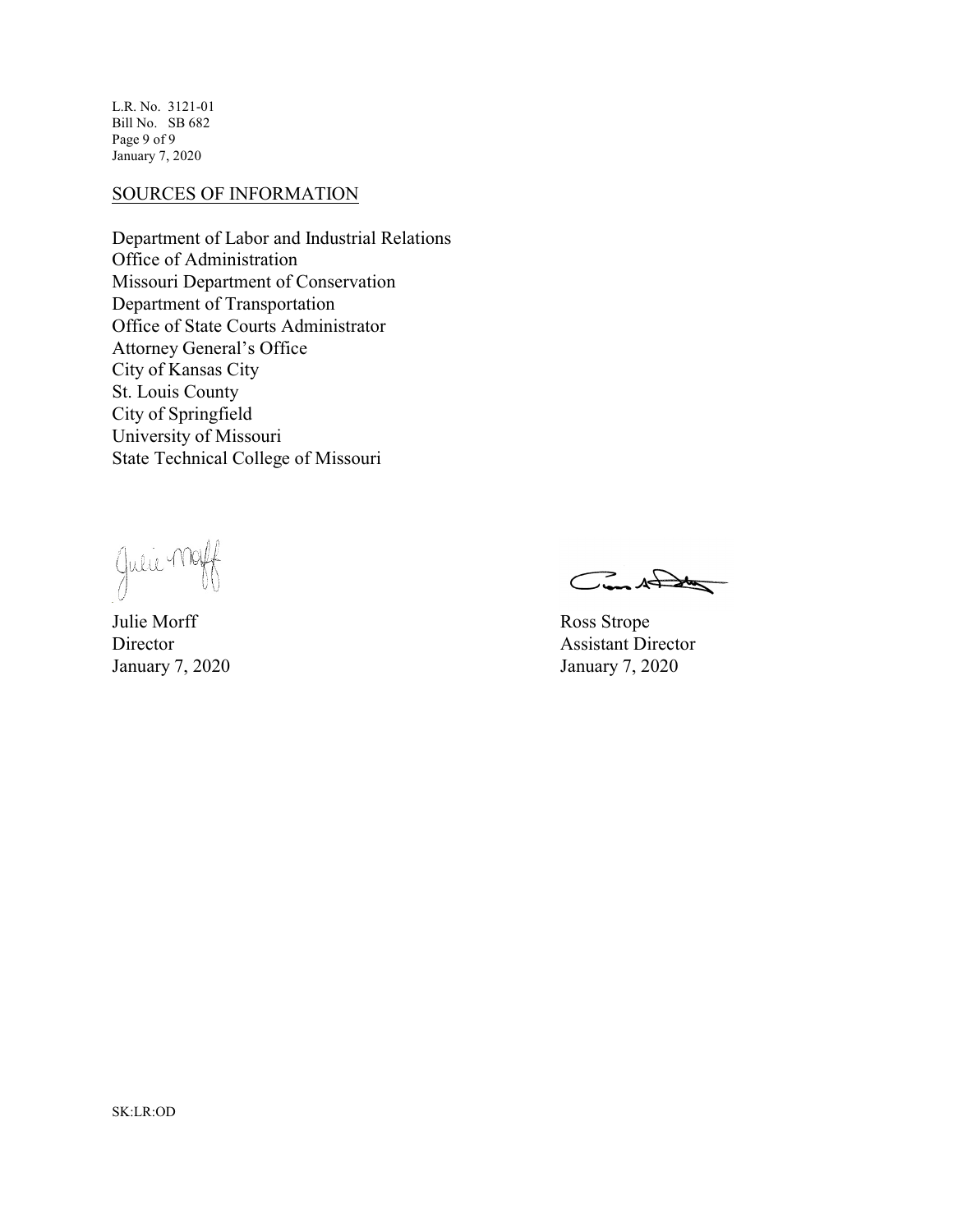## SOURCES OF INFORMATION

Department of Labor and Industrial Relations
Office of Administration
Missouri Department of Conservation
Department of Transportation
Office of State Courts Administrator
Attorney General's Office
City of Kansas City
St. Louis County
City of Springfield
University of Missouri
State Technical College of Missouri

Julie Morff
Director
January 7, 2020

Ross Strope
Assistant Director
January 7, 2020

SK:LR:OD